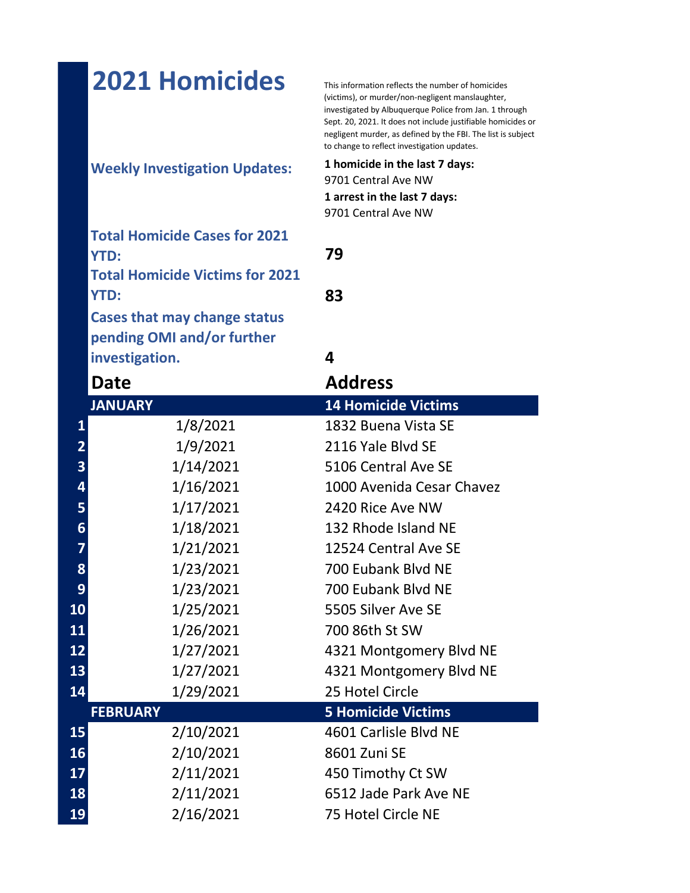# 2021 Homicides

This information reflects the number of homicides (victims), or murder/non-negligent manslaughter, investigated by Albuquerque Police from Jan. 1 through Sept. 20, 2021. It does not include justifiable homicides or negligent murder, as defined by the FBI. The list is subject to change to reflect investigation updates.

**Weekly Investigation Updates:**

**1 homicide in the last 7 days:**
9701 Central Ave NW

**1 arrest in the last 7 days:**
9701 Central Ave NW

**Total Homicide Cases for 2021 YTD:** **79**

**Total Homicide Victims for 2021 YTD:** **83**

**Cases that may change status pending OMI and/or further investigation.** **4**

| | Date | Address |
|---|---|---|
| | **JANUARY** | **14 Homicide Victims** |
| 1 | 1/8/2021 | 1832 Buena Vista SE |
| 2 | 1/9/2021 | 2116 Yale Blvd SE |
| 3 | 1/14/2021 | 5106 Central Ave SE |
| 4 | 1/16/2021 | 1000 Avenida Cesar Chavez |
| 5 | 1/17/2021 | 2420 Rice Ave NW |
| 6 | 1/18/2021 | 132 Rhode Island NE |
| 7 | 1/21/2021 | 12524 Central Ave SE |
| 8 | 1/23/2021 | 700 Eubank Blvd NE |
| 9 | 1/23/2021 | 700 Eubank Blvd NE |
| 10 | 1/25/2021 | 5505 Silver Ave SE |
| 11 | 1/26/2021 | 700 86th St SW |
| 12 | 1/27/2021 | 4321 Montgomery Blvd NE |
| 13 | 1/27/2021 | 4321 Montgomery Blvd NE |
| 14 | 1/29/2021 | 25 Hotel Circle |
| | **FEBRUARY** | **5 Homicide Victims** |
| 15 | 2/10/2021 | 4601 Carlisle Blvd NE |
| 16 | 2/10/2021 | 8601 Zuni SE |
| 17 | 2/11/2021 | 450 Timothy Ct SW |
| 18 | 2/11/2021 | 6512 Jade Park Ave NE |
| 19 | 2/16/2021 | 75 Hotel Circle NE |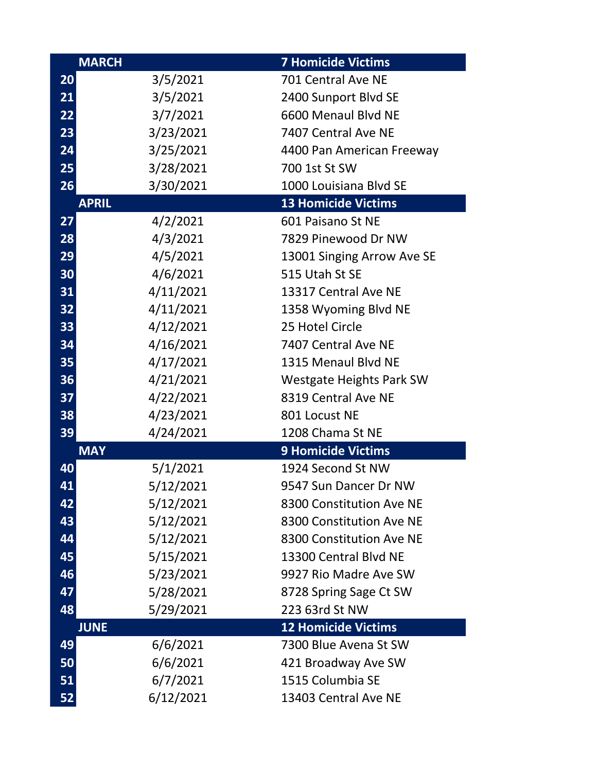| | MARCH | 7 Homicide Victims |
|---|---|---|
| 20 | 3/5/2021 | 701 Central Ave NE |
| 21 | 3/5/2021 | 2400 Sunport Blvd SE |
| 22 | 3/7/2021 | 6600 Menaul Blvd NE |
| 23 | 3/23/2021 | 7407 Central Ave NE |
| 24 | 3/25/2021 | 4400 Pan American Freeway |
| 25 | 3/28/2021 | 700 1st St SW |
| 26 | 3/30/2021 | 1000 Louisiana Blvd SE |
| | **APRIL** | **13 Homicide Victims** |
| 27 | 4/2/2021 | 601 Paisano St NE |
| 28 | 4/3/2021 | 7829 Pinewood Dr NW |
| 29 | 4/5/2021 | 13001 Singing Arrow Ave SE |
| 30 | 4/6/2021 | 515 Utah St SE |
| 31 | 4/11/2021 | 13317 Central Ave NE |
| 32 | 4/11/2021 | 1358 Wyoming Blvd NE |
| 33 | 4/12/2021 | 25 Hotel Circle |
| 34 | 4/16/2021 | 7407 Central Ave NE |
| 35 | 4/17/2021 | 1315 Menaul Blvd NE |
| 36 | 4/21/2021 | Westgate Heights Park SW |
| 37 | 4/22/2021 | 8319 Central Ave NE |
| 38 | 4/23/2021 | 801 Locust NE |
| 39 | 4/24/2021 | 1208 Chama St NE |
| | **MAY** | **9 Homicide Victims** |
| 40 | 5/1/2021 | 1924 Second St NW |
| 41 | 5/12/2021 | 9547 Sun Dancer Dr NW |
| 42 | 5/12/2021 | 8300 Constitution Ave NE |
| 43 | 5/12/2021 | 8300 Constitution Ave NE |
| 44 | 5/12/2021 | 8300 Constitution Ave NE |
| 45 | 5/15/2021 | 13300 Central Blvd NE |
| 46 | 5/23/2021 | 9927 Rio Madre Ave SW |
| 47 | 5/28/2021 | 8728 Spring Sage Ct SW |
| 48 | 5/29/2021 | 223 63rd St NW |
| | **JUNE** | **12 Homicide Victims** |
| 49 | 6/6/2021 | 7300 Blue Avena St SW |
| 50 | 6/6/2021 | 421 Broadway Ave SW |
| 51 | 6/7/2021 | 1515 Columbia SE |
| 52 | 6/12/2021 | 13403 Central Ave NE |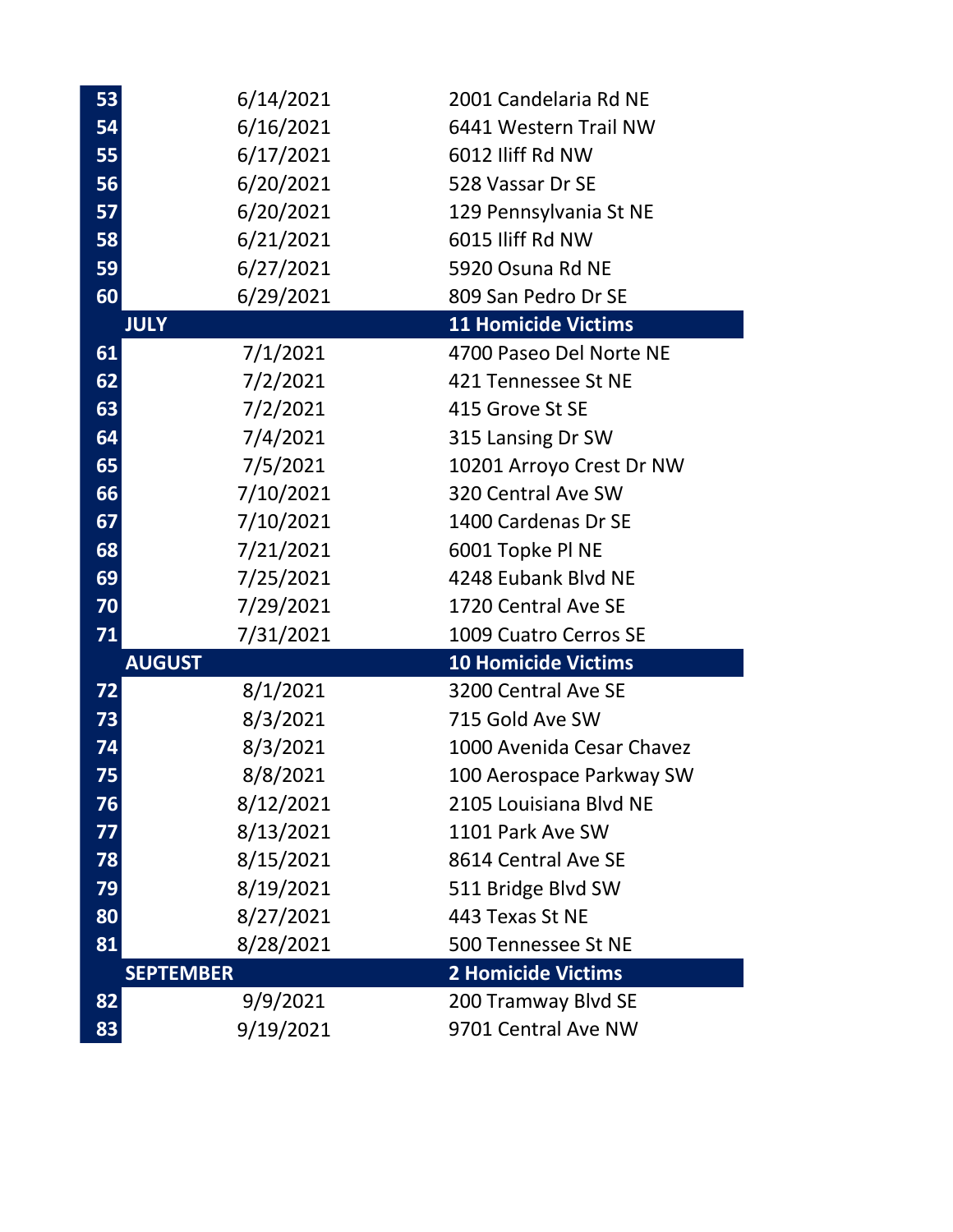| | | |
|---|---|---|
| 53 | 6/14/2021 | 2001 Candelaria Rd NE |
| 54 | 6/16/2021 | 6441 Western Trail NW |
| 55 | 6/17/2021 | 6012 Iliff Rd NW |
| 56 | 6/20/2021 | 528 Vassar Dr SE |
| 57 | 6/20/2021 | 129 Pennsylvania St NE |
| 58 | 6/21/2021 | 6015 Iliff Rd NW |
| 59 | 6/27/2021 | 5920 Osuna Rd NE |
| 60 | 6/29/2021 | 809 San Pedro Dr SE |
| | **JULY** | **11 Homicide Victims** |
| 61 | 7/1/2021 | 4700 Paseo Del Norte NE |
| 62 | 7/2/2021 | 421 Tennessee St NE |
| 63 | 7/2/2021 | 415 Grove St SE |
| 64 | 7/4/2021 | 315 Lansing Dr SW |
| 65 | 7/5/2021 | 10201 Arroyo Crest Dr NW |
| 66 | 7/10/2021 | 320 Central Ave SW |
| 67 | 7/10/2021 | 1400 Cardenas Dr SE |
| 68 | 7/21/2021 | 6001 Topke Pl NE |
| 69 | 7/25/2021 | 4248 Eubank Blvd NE |
| 70 | 7/29/2021 | 1720 Central Ave SE |
| 71 | 7/31/2021 | 1009 Cuatro Cerros SE |
| | **AUGUST** | **10 Homicide Victims** |
| 72 | 8/1/2021 | 3200 Central Ave SE |
| 73 | 8/3/2021 | 715 Gold Ave SW |
| 74 | 8/3/2021 | 1000 Avenida Cesar Chavez |
| 75 | 8/8/2021 | 100 Aerospace Parkway SW |
| 76 | 8/12/2021 | 2105 Louisiana Blvd NE |
| 77 | 8/13/2021 | 1101 Park Ave SW |
| 78 | 8/15/2021 | 8614 Central Ave SE |
| 79 | 8/19/2021 | 511 Bridge Blvd SW |
| 80 | 8/27/2021 | 443 Texas St NE |
| 81 | 8/28/2021 | 500 Tennessee St NE |
| | **SEPTEMBER** | **2 Homicide Victims** |
| 82 | 9/9/2021 | 200 Tramway Blvd SE |
| 83 | 9/19/2021 | 9701 Central Ave NW |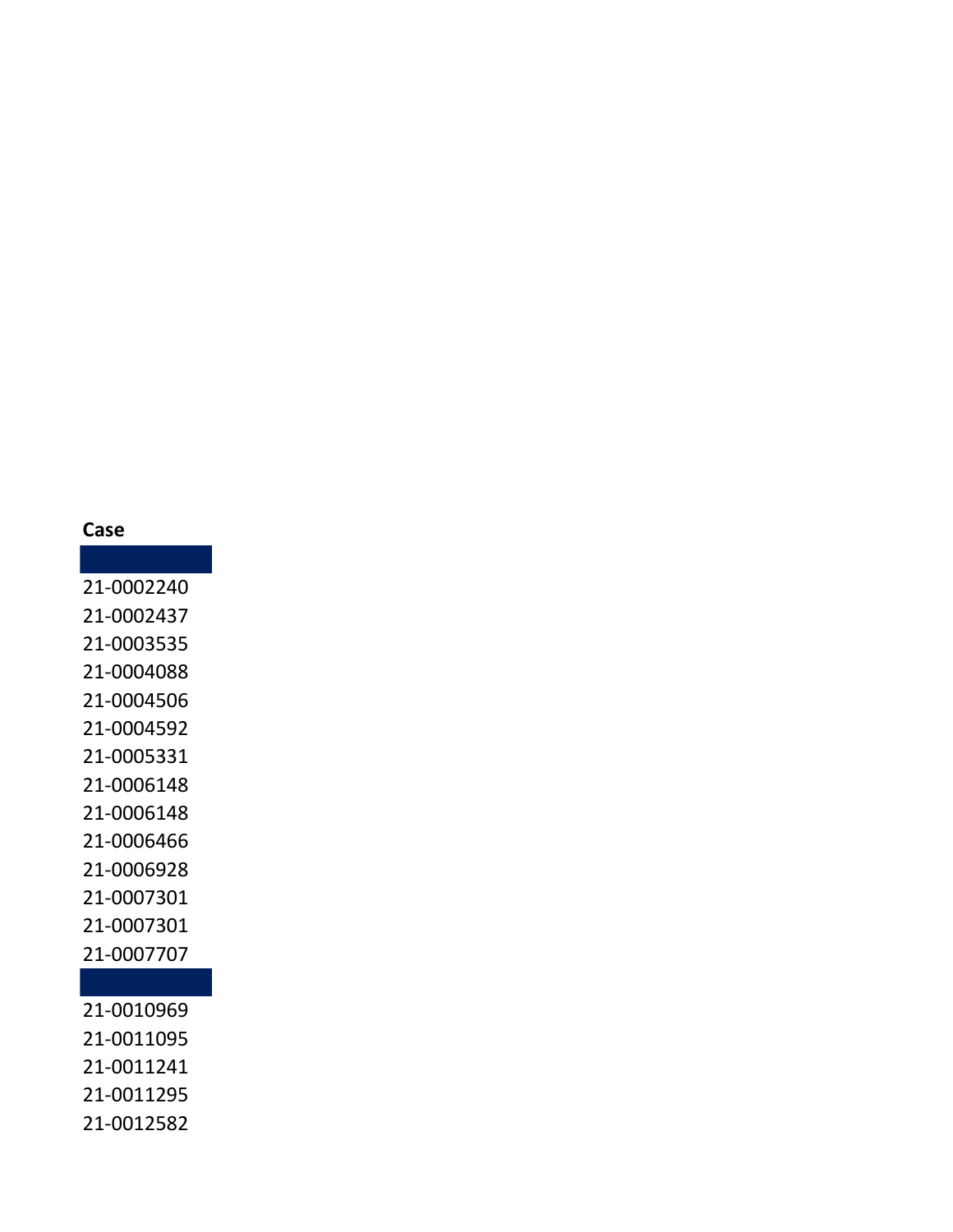| Case |
| --- |
| |
| 21-0002240 |
| 21-0002437 |
| 21-0003535 |
| 21-0004088 |
| 21-0004506 |
| 21-0004592 |
| 21-0005331 |
| 21-0006148 |
| 21-0006148 |
| 21-0006466 |
| 21-0006928 |
| 21-0007301 |
| 21-0007301 |
| 21-0007707 |
| |
| 21-0010969 |
| 21-0011095 |
| 21-0011241 |
| 21-0011295 |
| 21-0012582 |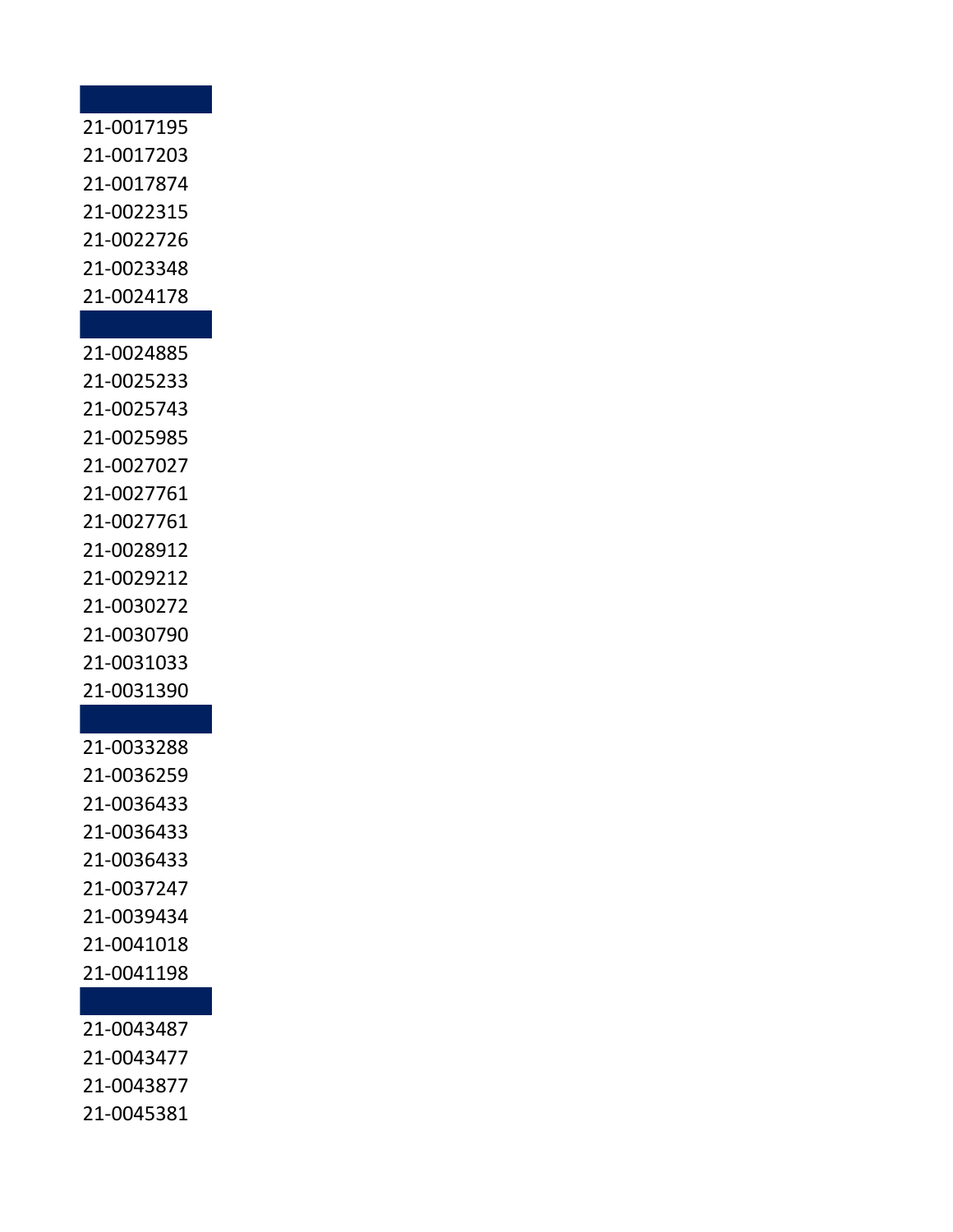21-0017195
21-0017203
21-0017874
21-0022315
21-0022726
21-0023348
21-0024178

21-0024885
21-0025233
21-0025743
21-0025985
21-0027027
21-0027761
21-0027761
21-0028912
21-0029212
21-0030272
21-0030790
21-0031033
21-0031390

21-0033288
21-0036259
21-0036433
21-0036433
21-0036433
21-0037247
21-0039434
21-0041018
21-0041198

21-0043487
21-0043477
21-0043877
21-0045381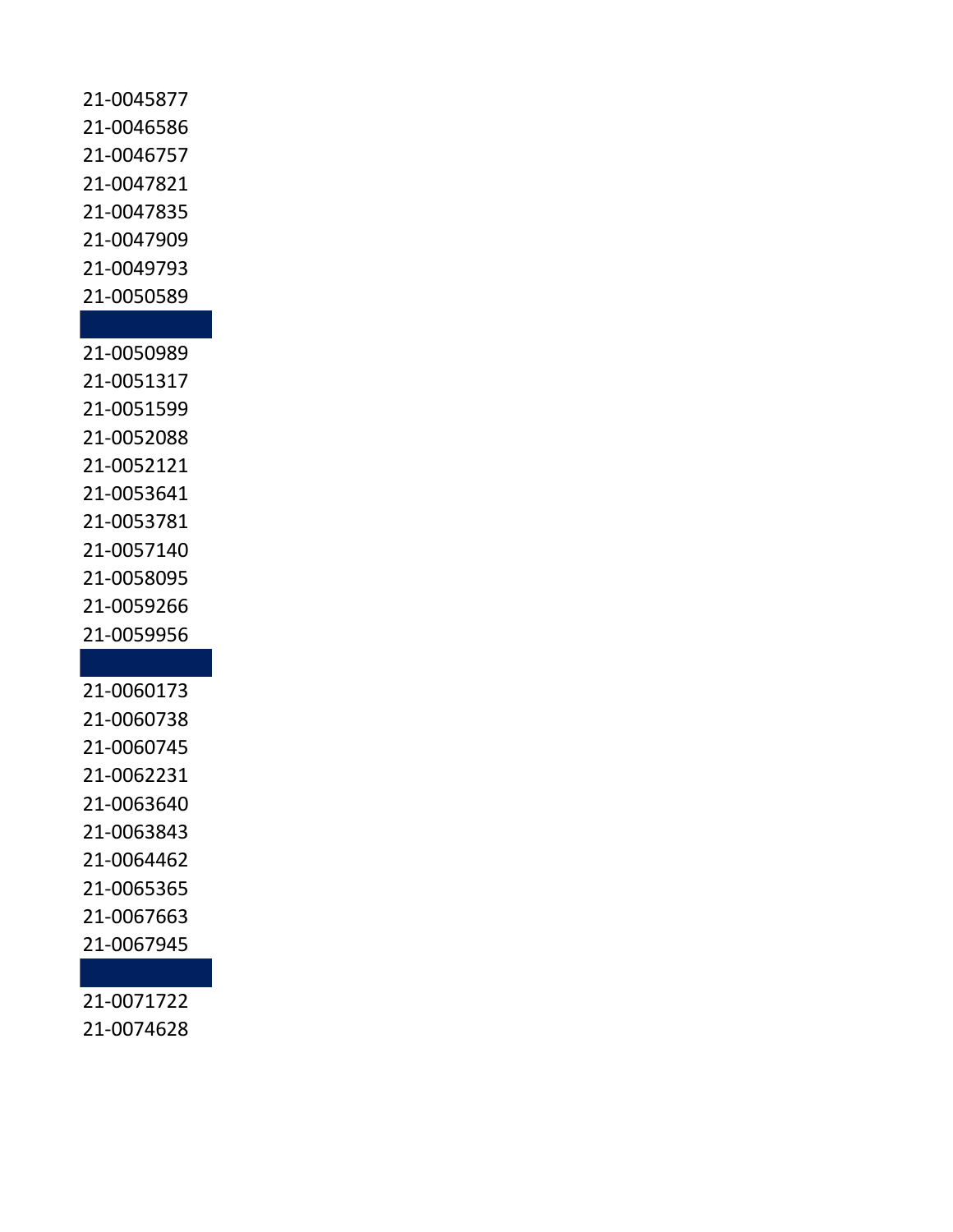21-0045877
21-0046586
21-0046757
21-0047821
21-0047835
21-0047909
21-0049793
21-0050589

21-0050989
21-0051317
21-0051599
21-0052088
21-0052121
21-0053641
21-0053781
21-0057140
21-0058095
21-0059266
21-0059956

21-0060173
21-0060738
21-0060745
21-0062231
21-0063640
21-0063843
21-0064462
21-0065365
21-0067663
21-0067945

21-0071722
21-0074628